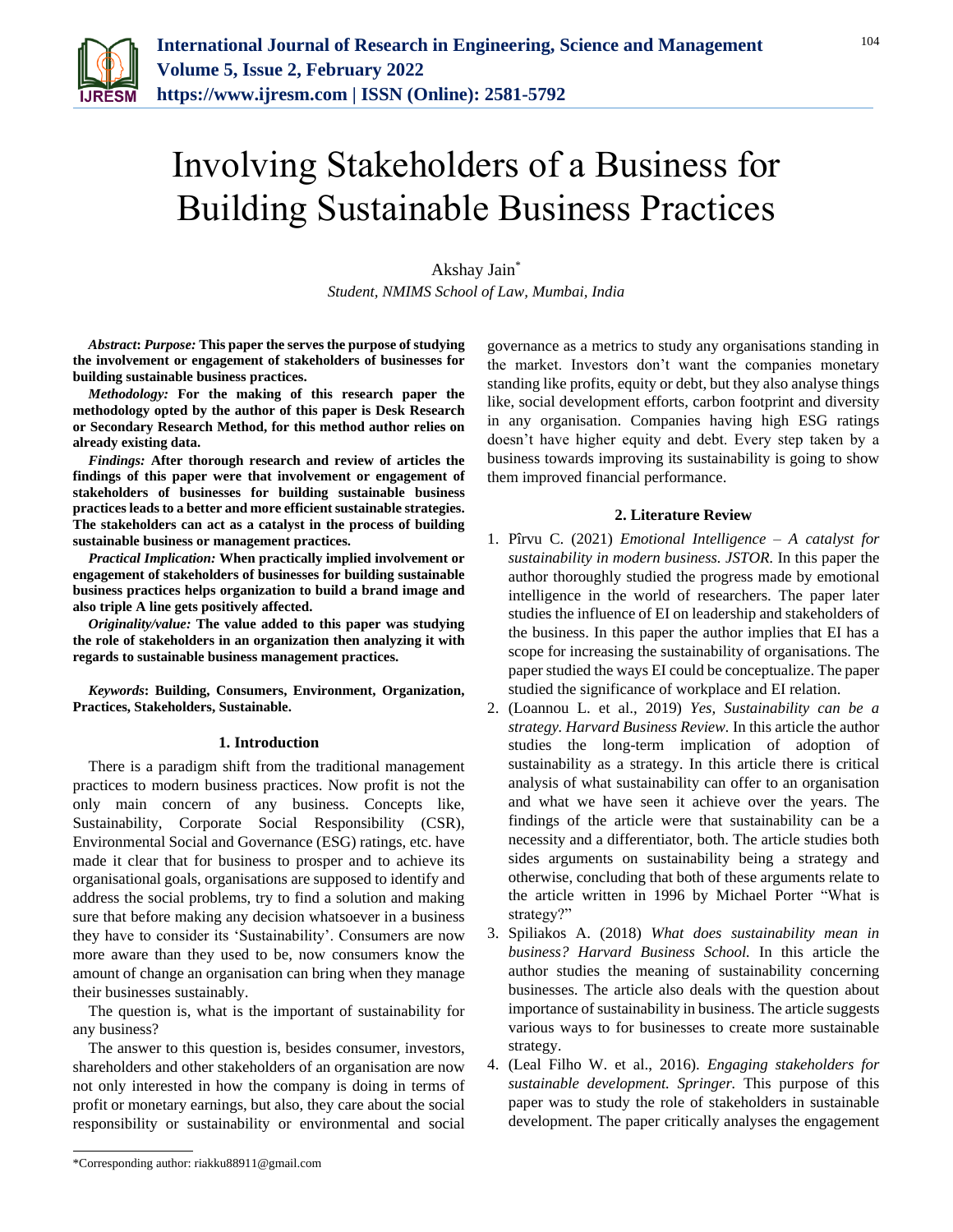# Involving Stakeholders of a Business for Building Sustainable Business Practices

Akshay Jain*

*Student, NMIMS School of Law, Mumbai, India*

***Abstract*: *Purpose:* This paper the serves the purpose of studying the involvement or engagement of stakeholders of businesses for building sustainable business practices.**

***Methodology:* For the making of this research paper the methodology opted by the author of this paper is Desk Research or Secondary Research Method, for this method author relies on already existing data.**

***Findings:* After thorough research and review of articles the findings of this paper were that involvement or engagement of stakeholders of businesses for building sustainable business practices leads to a better and more efficient sustainable strategies. The stakeholders can act as a catalyst in the process of building sustainable business or management practices.**

***Practical Implication:* When practically implied involvement or engagement of stakeholders of businesses for building sustainable business practices helps organization to build a brand image and also triple A line gets positively affected.**

***Originality/value:* The value added to this paper was studying the role of stakeholders in an organization then analyzing it with regards to sustainable business management practices.**

***Keywords*: Building, Consumers, Environment, Organization, Practices, Stakeholders, Sustainable.**

## 1. Introduction

There is a paradigm shift from the traditional management practices to modern business practices. Now profit is not the only main concern of any business. Concepts like, Sustainability, Corporate Social Responsibility (CSR), Environmental Social and Governance (ESG) ratings, etc. have made it clear that for business to prosper and to achieve its organisational goals, organisations are supposed to identify and address the social problems, try to find a solution and making sure that before making any decision whatsoever in a business they have to consider its 'Sustainability'. Consumers are now more aware than they used to be, now consumers know the amount of change an organisation can bring when they manage their businesses sustainably.

The question is, what is the important of sustainability for any business?

The answer to this question is, besides consumer, investors, shareholders and other stakeholders of an organisation are now not only interested in how the company is doing in terms of profit or monetary earnings, but also, they care about the social responsibility or sustainability or environmental and social governance as a metrics to study any organisations standing in the market. Investors don't want the companies monetary standing like profits, equity or debt, but they also analyse things like, social development efforts, carbon footprint and diversity in any organisation. Companies having high ESG ratings doesn't have higher equity and debt. Every step taken by a business towards improving its sustainability is going to show them improved financial performance.

## 2. Literature Review

1. Pîrvu C. (2021) *Emotional Intelligence – A catalyst for sustainability in modern business. JSTOR.* In this paper the author thoroughly studied the progress made by emotional intelligence in the world of researchers. The paper later studies the influence of EI on leadership and stakeholders of the business. In this paper the author implies that EI has a scope for increasing the sustainability of organisations. The paper studied the ways EI could be conceptualize. The paper studied the significance of workplace and EI relation.
2. (Loannou L. et al., 2019) *Yes, Sustainability can be a strategy. Harvard Business Review.* In this article the author studies the long-term implication of adoption of sustainability as a strategy. In this article there is critical analysis of what sustainability can offer to an organisation and what we have seen it achieve over the years. The findings of the article were that sustainability can be a necessity and a differentiator, both. The article studies both sides arguments on sustainability being a strategy and otherwise, concluding that both of these arguments relate to the article written in 1996 by Michael Porter "What is strategy?"
3. Spiliakos A. (2018) *What does sustainability mean in business? Harvard Business School.* In this article the author studies the meaning of sustainability concerning businesses. The article also deals with the question about importance of sustainability in business. The article suggests various ways to for businesses to create more sustainable strategy.
4. (Leal Filho W. et al., 2016). *Engaging stakeholders for sustainable development. Springer.* This purpose of this paper was to study the role of stakeholders in sustainable development. The paper critically analyses the engagement

*Corresponding author: riakku88911@gmail.com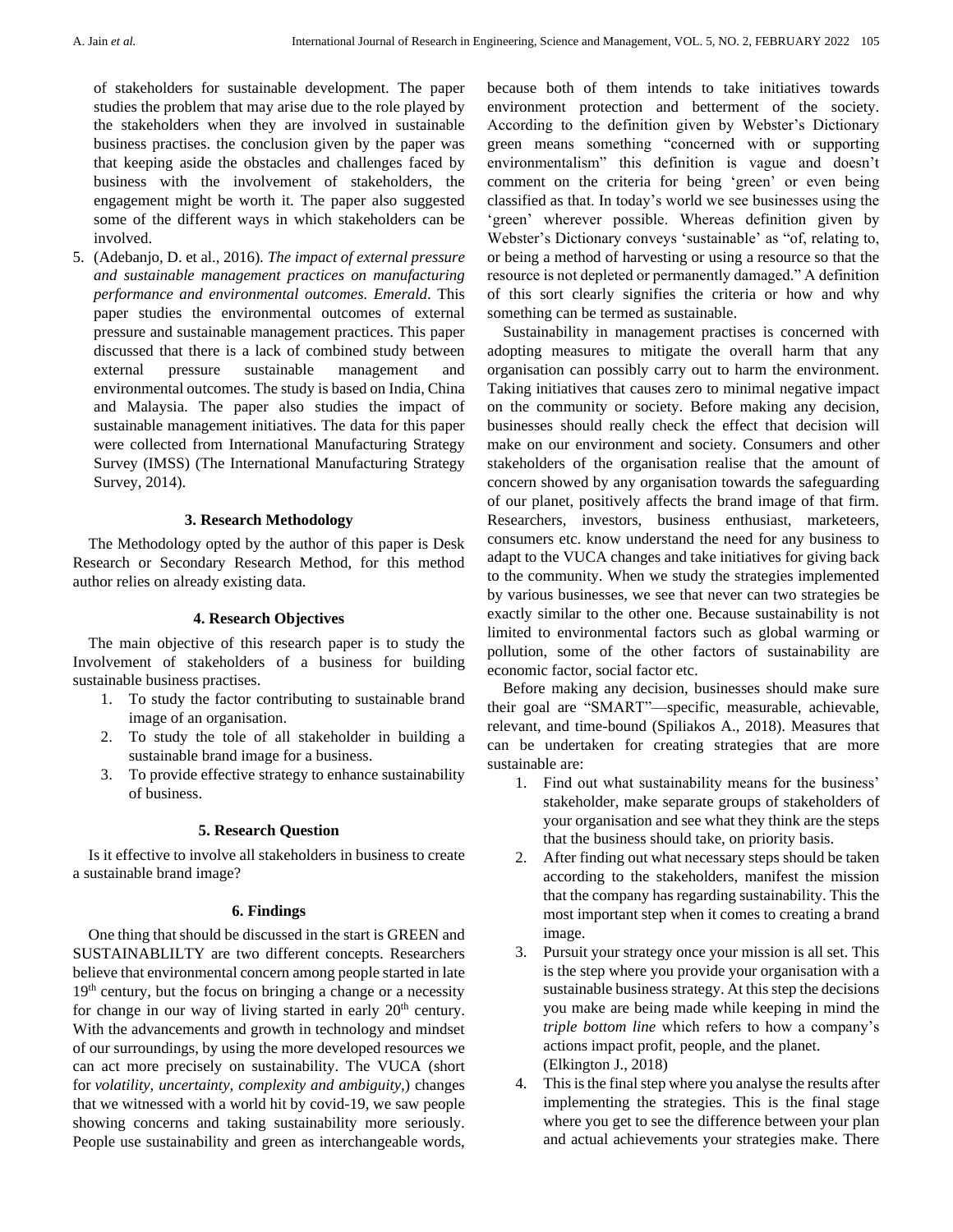of stakeholders for sustainable development. The paper studies the problem that may arise due to the role played by the stakeholders when they are involved in sustainable business practises. the conclusion given by the paper was that keeping aside the obstacles and challenges faced by business with the involvement of stakeholders, the engagement might be worth it. The paper also suggested some of the different ways in which stakeholders can be involved.

5. (Adebanjo, D. et al., 2016). *The impact of external pressure and sustainable management practices on manufacturing performance and environmental outcomes. Emerald*. This paper studies the environmental outcomes of external pressure and sustainable management practices. This paper discussed that there is a lack of combined study between external pressure sustainable management and environmental outcomes. The study is based on India, China and Malaysia. The paper also studies the impact of sustainable management initiatives. The data for this paper were collected from International Manufacturing Strategy Survey (IMSS) (The International Manufacturing Strategy Survey, 2014).

### 3. Research Methodology

The Methodology opted by the author of this paper is Desk Research or Secondary Research Method, for this method author relies on already existing data.

### 4. Research Objectives

The main objective of this research paper is to study the Involvement of stakeholders of a business for building sustainable business practises.

1. To study the factor contributing to sustainable brand image of an organisation.
2. To study the tole of all stakeholder in building a sustainable brand image for a business.
3. To provide effective strategy to enhance sustainability of business.

### 5. Research Question

Is it effective to involve all stakeholders in business to create a sustainable brand image?

### 6. Findings

One thing that should be discussed in the start is GREEN and SUSTAINABLILTY are two different concepts. Researchers believe that environmental concern among people started in late 19th century, but the focus on bringing a change or a necessity for change in our way of living started in early 20th century. With the advancements and growth in technology and mindset of our surroundings, by using the more developed resources we can act more precisely on sustainability. The VUCA (short for *volatility, uncertainty, complexity and ambiguity,*) changes that we witnessed with a world hit by covid-19, we saw people showing concerns and taking sustainability more seriously. People use sustainability and green as interchangeable words, because both of them intends to take initiatives towards environment protection and betterment of the society. According to the definition given by Webster's Dictionary green means something "concerned with or supporting environmentalism" this definition is vague and doesn't comment on the criteria for being 'green' or even being classified as that. In today's world we see businesses using the 'green' wherever possible. Whereas definition given by Webster's Dictionary conveys 'sustainable' as "of, relating to, or being a method of harvesting or using a resource so that the resource is not depleted or permanently damaged." A definition of this sort clearly signifies the criteria or how and why something can be termed as sustainable.

Sustainability in management practises is concerned with adopting measures to mitigate the overall harm that any organisation can possibly carry out to harm the environment. Taking initiatives that causes zero to minimal negative impact on the community or society. Before making any decision, businesses should really check the effect that decision will make on our environment and society. Consumers and other stakeholders of the organisation realise that the amount of concern showed by any organisation towards the safeguarding of our planet, positively affects the brand image of that firm. Researchers, investors, business enthusiast, marketeers, consumers etc. know understand the need for any business to adapt to the VUCA changes and take initiatives for giving back to the community. When we study the strategies implemented by various businesses, we see that never can two strategies be exactly similar to the other one. Because sustainability is not limited to environmental factors such as global warming or pollution, some of the other factors of sustainability are economic factor, social factor etc.

Before making any decision, businesses should make sure their goal are "SMART"—specific, measurable, achievable, relevant, and time-bound (Spiliakos A., 2018). Measures that can be undertaken for creating strategies that are more sustainable are:

1. Find out what sustainability means for the business' stakeholder, make separate groups of stakeholders of your organisation and see what they think are the steps that the business should take, on priority basis.
2. After finding out what necessary steps should be taken according to the stakeholders, manifest the mission that the company has regarding sustainability. This the most important step when it comes to creating a brand image.
3. Pursuit your strategy once your mission is all set. This is the step where you provide your organisation with a sustainable business strategy. At this step the decisions you make are being made while keeping in mind the *triple bottom line* which refers to how a company's actions impact profit, people, and the planet. (Elkington J., 2018)
4. This is the final step where you analyse the results after implementing the strategies. This is the final stage where you get to see the difference between your plan and actual achievements your strategies make. There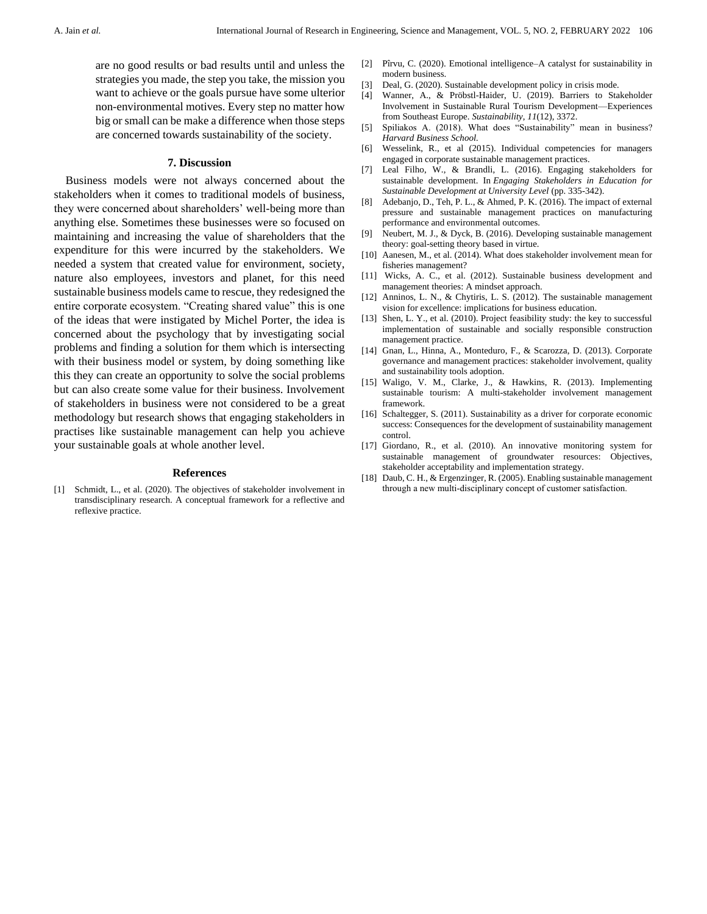are no good results or bad results until and unless the strategies you made, the step you take, the mission you want to achieve or the goals pursue have some ulterior non-environmental motives. Every step no matter how big or small can be make a difference when those steps are concerned towards sustainability of the society.

## 7. Discussion

Business models were not always concerned about the stakeholders when it comes to traditional models of business, they were concerned about shareholders' well-being more than anything else. Sometimes these businesses were so focused on maintaining and increasing the value of shareholders that the expenditure for this were incurred by the stakeholders. We needed a system that created value for environment, society, nature also employees, investors and planet, for this need sustainable business models came to rescue, they redesigned the entire corporate ecosystem. "Creating shared value" this is one of the ideas that were instigated by Michel Porter, the idea is concerned about the psychology that by investigating social problems and finding a solution for them which is intersecting with their business model or system, by doing something like this they can create an opportunity to solve the social problems but can also create some value for their business. Involvement of stakeholders in business were not considered to be a great methodology but research shows that engaging stakeholders in practises like sustainable management can help you achieve your sustainable goals at whole another level.

## References

[1] Schmidt, L., et al. (2020). The objectives of stakeholder involvement in transdisciplinary research. A conceptual framework for a reflective and reflexive practice.

[2] Pîrvu, C. (2020). Emotional intelligence–A catalyst for sustainability in modern business.

[3] Deal, G. (2020). Sustainable development policy in crisis mode.

[4] Wanner, A., & Pröbstl-Haider, U. (2019). Barriers to Stakeholder Involvement in Sustainable Rural Tourism Development—Experiences from Southeast Europe. *Sustainability, 11*(12), 3372.

[5] Spiliakos A. (2018). What does "Sustainability" mean in business? *Harvard Business School.*

[6] Wesselink, R., et al (2015). Individual competencies for managers engaged in corporate sustainable management practices.

[7] Leal Filho, W., & Brandli, L. (2016). Engaging stakeholders for sustainable development. In *Engaging Stakeholders in Education for Sustainable Development at University Level* (pp. 335-342).

[8] Adebanjo, D., Teh, P. L., & Ahmed, P. K. (2016). The impact of external pressure and sustainable management practices on manufacturing performance and environmental outcomes.

[9] Neubert, M. J., & Dyck, B. (2016). Developing sustainable management theory: goal-setting theory based in virtue.

[10] Aanesen, M., et al. (2014). What does stakeholder involvement mean for fisheries management?

[11] Wicks, A. C., et al. (2012). Sustainable business development and management theories: A mindset approach.

[12] Anninos, L. N., & Chytiris, L. S. (2012). The sustainable management vision for excellence: implications for business education.

[13] Shen, L. Y., et al. (2010). Project feasibility study: the key to successful implementation of sustainable and socially responsible construction management practice.

[14] Gnan, L., Hinna, A., Monteduro, F., & Scarozza, D. (2013). Corporate governance and management practices: stakeholder involvement, quality and sustainability tools adoption.

[15] Waligo, V. M., Clarke, J., & Hawkins, R. (2013). Implementing sustainable tourism: A multi-stakeholder involvement management framework.

[16] Schaltegger, S. (2011). Sustainability as a driver for corporate economic success: Consequences for the development of sustainability management control.

[17] Giordano, R., et al. (2010). An innovative monitoring system for sustainable management of groundwater resources: Objectives, stakeholder acceptability and implementation strategy.

[18] Daub, C. H., & Ergenzinger, R. (2005). Enabling sustainable management through a new multi-disciplinary concept of customer satisfaction.